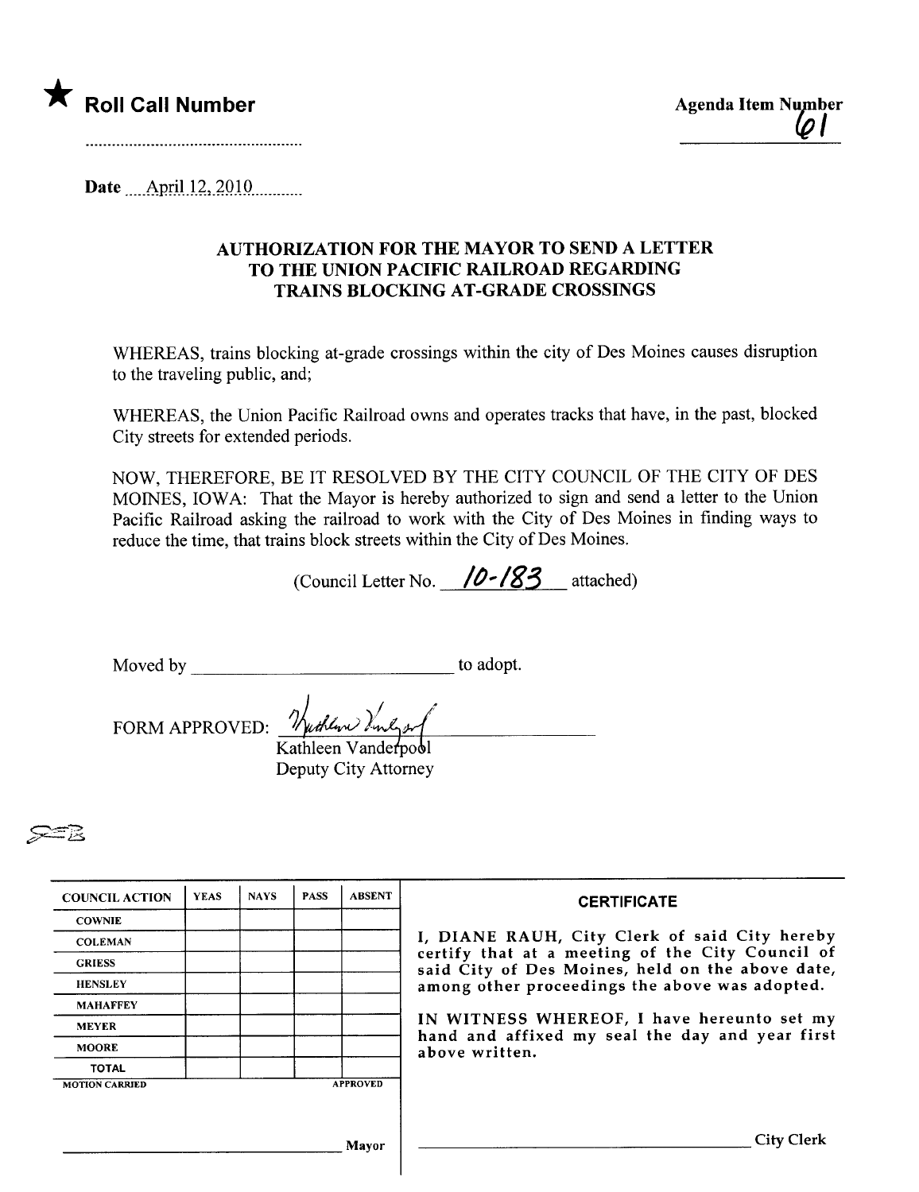★ **Roll Call Number**

.....................................................

**Agenda Item Number**
61

**Date** April 12, 2010

### AUTHORIZATION FOR THE MAYOR TO SEND A LETTER TO THE UNION PACIFIC RAILROAD REGARDING TRAINS BLOCKING AT-GRADE CROSSINGS

WHEREAS, trains blocking at-grade crossings within the city of Des Moines causes disruption to the traveling public, and;

WHEREAS, the Union Pacific Railroad owns and operates tracks that have, in the past, blocked City streets for extended periods.

NOW, THEREFORE, BE IT RESOLVED BY THE CITY COUNCIL OF THE CITY OF DES MOINES, IOWA: That the Mayor is hereby authorized to sign and send a letter to the Union Pacific Railroad asking the railroad to work with the City of Des Moines in finding ways to reduce the time, that trains block streets within the City of Des Moines.

(Council Letter No. 10-183 attached)

Moved by ______________________________ to adopt.

FORM APPROVED: ______________________________
Kathleen Vanderpool
Deputy City Attorney

| COUNCIL ACTION | YEAS | NAYS | PASS | ABSENT |
|---|---|---|---|---|
| COWNIE | | | | |
| COLEMAN | | | | |
| GRIESS | | | | |
| HENSLEY | | | | |
| MAHAFFEY | | | | |
| MEYER | | | | |
| MOORE | | | | |
| TOTAL | | | | |
| MOTION CARRIED | | | | APPROVED |

______________________________ Mayor

**CERTIFICATE**

I, DIANE RAUH, City Clerk of said City hereby certify that at a meeting of the City Council of said City of Des Moines, held on the above date, among other proceedings the above was adopted.

IN WITNESS WHEREOF, I have hereunto set my hand and affixed my seal the day and year first above written.

______________________________ City Clerk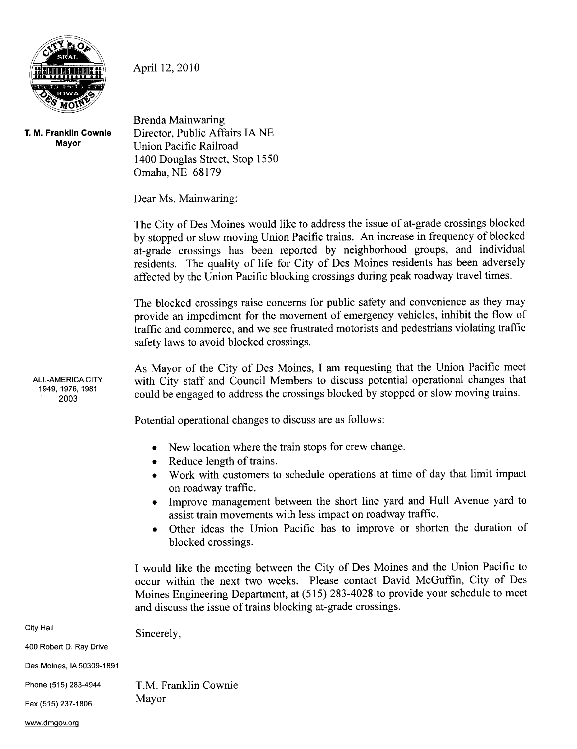T. M. Franklin Cownie
**Mayor**

April 12, 2010

Brenda Mainwaring
Director, Public Affairs IA NE
Union Pacific Railroad
1400 Douglas Street, Stop 1550
Omaha, NE 68179

Dear Ms. Mainwaring:

The City of Des Moines would like to address the issue of at-grade crossings blocked by stopped or slow moving Union Pacific trains. An increase in frequency of blocked at-grade crossings has been reported by neighborhood groups, and individual residents. The quality of life for City of Des Moines residents has been adversely affected by the Union Pacific blocking crossings during peak roadway travel times.

The blocked crossings raise concerns for public safety and convenience as they may provide an impediment for the movement of emergency vehicles, inhibit the flow of traffic and commerce, and we see frustrated motorists and pedestrians violating traffic safety laws to avoid blocked crossings.

As Mayor of the City of Des Moines, I am requesting that the Union Pacific meet with City staff and Council Members to discuss potential operational changes that could be engaged to address the crossings blocked by stopped or slow moving trains.

Potential operational changes to discuss are as follows:

- New location where the train stops for crew change.
- Reduce length of trains.
- Work with customers to schedule operations at time of day that limit impact on roadway traffic.
- Improve management between the short line yard and Hull Avenue yard to assist train movements with less impact on roadway traffic.
- Other ideas the Union Pacific has to improve or shorten the duration of blocked crossings.

I would like the meeting between the City of Des Moines and the Union Pacific to occur within the next two weeks. Please contact David McGuffin, City of Des Moines Engineering Department, at (515) 283-4028 to provide your schedule to meet and discuss the issue of trains blocking at-grade crossings.

Sincerely,

T.M. Franklin Cownie
Mayor

ALL-AMERICA CITY
1949, 1976, 1981
2003

City Hall
400 Robert D. Ray Drive
Des Moines, IA 50309-1891
Phone (515) 283-4944
Fax (515) 237-1806
www.dmgov.org